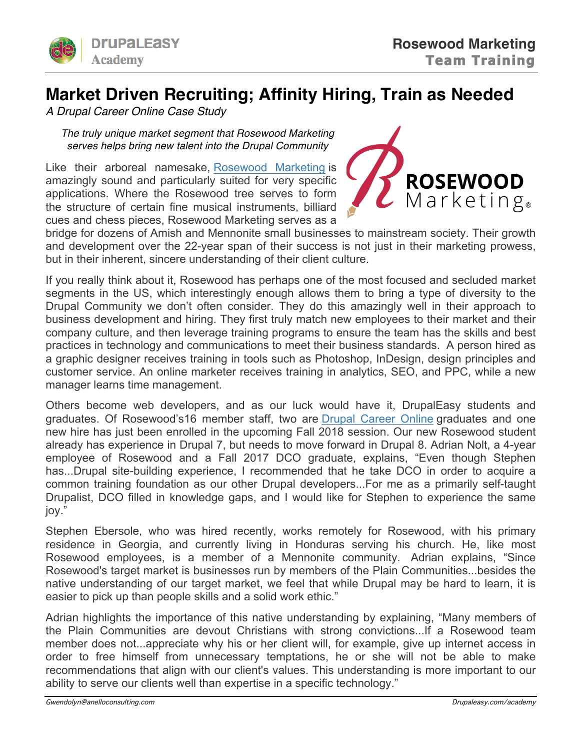# Market Driven Recruiting; Affinity Hiring, Train as Needed

*A Drupal Career Online Case Study*

*The truly unique market segment that Rosewood Marketing serves helps bring new talent into the Drupal Community*

Like their arboreal namesake, Rosewood Marketing is amazingly sound and particularly suited for very specific applications. Where the Rosewood tree serves to form the structure of certain fine musical instruments, billiard cues and chess pieces, Rosewood Marketing serves as a bridge for dozens of Amish and Mennonite small businesses to mainstream society. Their growth and development over the 22-year span of their success is not just in their marketing prowess, but in their inherent, sincere understanding of their client culture.

If you really think about it, Rosewood has perhaps one of the most focused and secluded market segments in the US, which interestingly enough allows them to bring a type of diversity to the Drupal Community we don't often consider. They do this amazingly well in their approach to business development and hiring. They first truly match new employees to their market and their company culture, and then leverage training programs to ensure the team has the skills and best practices in technology and communications to meet their business standards. A person hired as a graphic designer receives training in tools such as Photoshop, InDesign, design principles and customer service. An online marketer receives training in analytics, SEO, and PPC, while a new manager learns time management.

Others become web developers, and as our luck would have it, DrupalEasy students and graduates. Of Rosewood's16 member staff, two are Drupal Career Online graduates and one new hire has just been enrolled in the upcoming Fall 2018 session. Our new Rosewood student already has experience in Drupal 7, but needs to move forward in Drupal 8. Adrian Nolt, a 4-year employee of Rosewood and a Fall 2017 DCO graduate, explains, "Even though Stephen has...Drupal site-building experience, I recommended that he take DCO in order to acquire a common training foundation as our other Drupal developers...For me as a primarily self-taught Drupalist, DCO filled in knowledge gaps, and I would like for Stephen to experience the same joy."

Stephen Ebersole, who was hired recently, works remotely for Rosewood, with his primary residence in Georgia, and currently living in Honduras serving his church. He, like most Rosewood employees, is a member of a Mennonite community. Adrian explains, "Since Rosewood's target market is businesses run by members of the Plain Communities...besides the native understanding of our target market, we feel that while Drupal may be hard to learn, it is easier to pick up than people skills and a solid work ethic."

Adrian highlights the importance of this native understanding by explaining, "Many members of the Plain Communities are devout Christians with strong convictions...If a Rosewood team member does not...appreciate why his or her client will, for example, give up internet access in order to free himself from unnecessary temptations, he or she will not be able to make recommendations that align with our client's values. This understanding is more important to our ability to serve our clients well than expertise in a specific technology."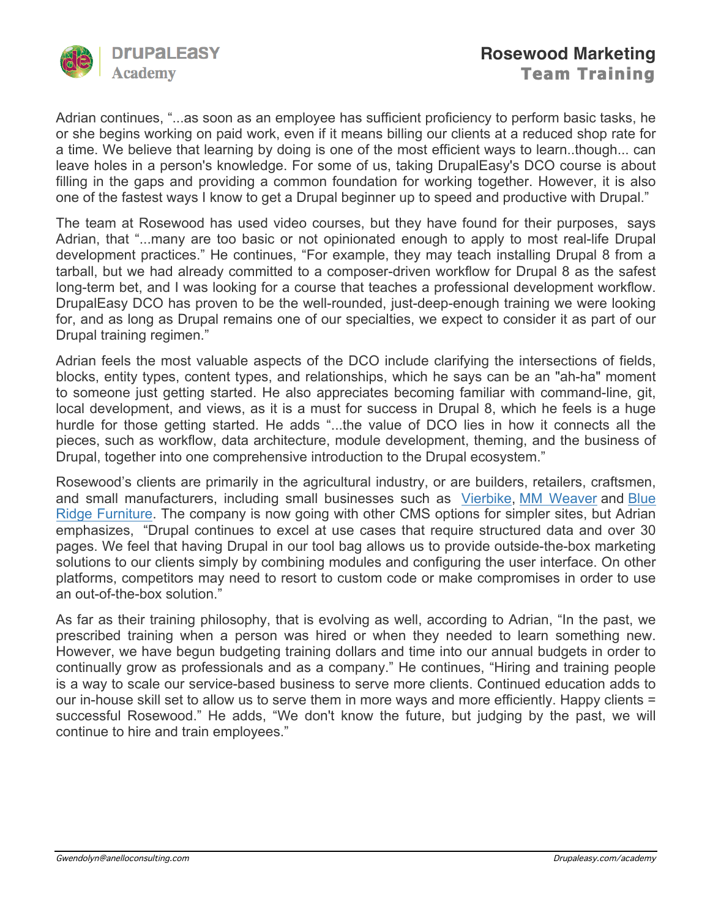Adrian continues, "...as soon as an employee has sufficient proficiency to perform basic tasks, he or she begins working on paid work, even if it means billing our clients at a reduced shop rate for a time. We believe that learning by doing is one of the most efficient ways to learn..though... can leave holes in a person's knowledge. For some of us, taking DrupalEasy's DCO course is about filling in the gaps and providing a common foundation for working together. However, it is also one of the fastest ways I know to get a Drupal beginner up to speed and productive with Drupal."

The team at Rosewood has used video courses, but they have found for their purposes, says Adrian, that "...many are too basic or not opinionated enough to apply to most real-life Drupal development practices." He continues, "For example, they may teach installing Drupal 8 from a tarball, but we had already committed to a composer-driven workflow for Drupal 8 as the safest long-term bet, and I was looking for a course that teaches a professional development workflow. DrupalEasy DCO has proven to be the well-rounded, just-deep-enough training we were looking for, and as long as Drupal remains one of our specialties, we expect to consider it as part of our Drupal training regimen."

Adrian feels the most valuable aspects of the DCO include clarifying the intersections of fields, blocks, entity types, content types, and relationships, which he says can be an "ah-ha" moment to someone just getting started. He also appreciates becoming familiar with command-line, git, local development, and views, as it is a must for success in Drupal 8, which he feels is a huge hurdle for those getting started. He adds "...the value of DCO lies in how it connects all the pieces, such as workflow, data architecture, module development, theming, and the business of Drupal, together into one comprehensive introduction to the Drupal ecosystem."

Rosewood's clients are primarily in the agricultural industry, or are builders, retailers, craftsmen, and small manufacturers, including small businesses such as Vierbike, MM Weaver and Blue Ridge Furniture. The company is now going with other CMS options for simpler sites, but Adrian emphasizes, "Drupal continues to excel at use cases that require structured data and over 30 pages. We feel that having Drupal in our tool bag allows us to provide outside-the-box marketing solutions to our clients simply by combining modules and configuring the user interface. On other platforms, competitors may need to resort to custom code or make compromises in order to use an out-of-the-box solution."

As far as their training philosophy, that is evolving as well, according to Adrian, "In the past, we prescribed training when a person was hired or when they needed to learn something new. However, we have begun budgeting training dollars and time into our annual budgets in order to continually grow as professionals and as a company." He continues, "Hiring and training people is a way to scale our service-based business to serve more clients. Continued education adds to our in-house skill set to allow us to serve them in more ways and more efficiently. Happy clients = successful Rosewood." He adds, "We don't know the future, but judging by the past, we will continue to hire and train employees."